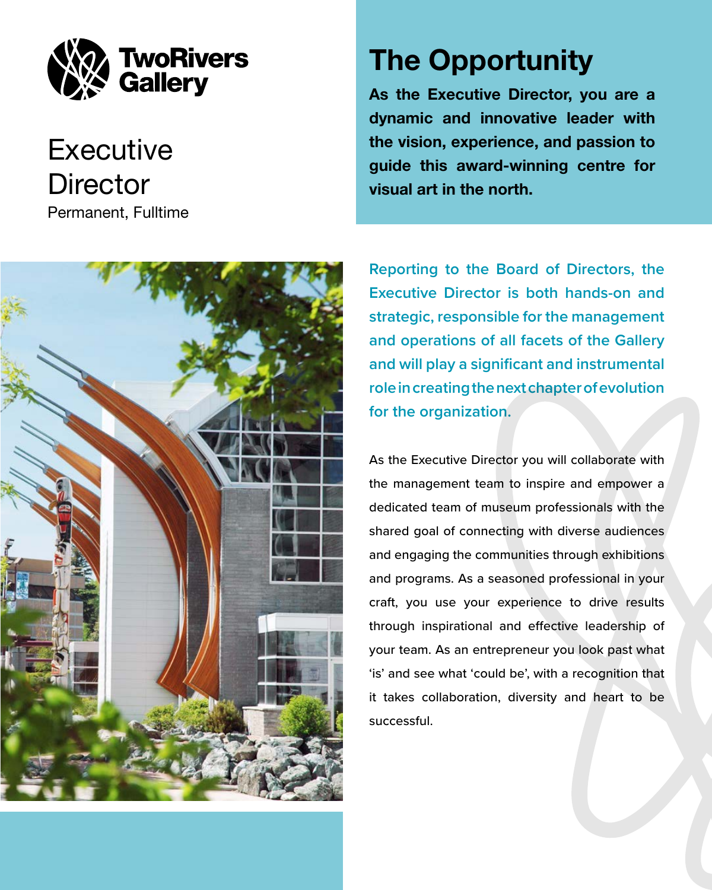TwoRivers Gallery

# Executive Director

Permanent, Fulltime

## The Opportunity

**As the Executive Director, you are a dynamic and innovative leader with the vision, experience, and passion to guide this award-winning centre for visual art in the north.**

Reporting to the Board of Directors, the Executive Director is both hands-on and strategic, responsible for the management and operations of all facets of the Gallery and will play a significant and instrumental role in creating the next chapter of evolution for the organization.

As the Executive Director you will collaborate with the management team to inspire and empower a dedicated team of museum professionals with the shared goal of connecting with diverse audiences and engaging the communities through exhibitions and programs. As a seasoned professional in your craft, you use your experience to drive results through inspirational and effective leadership of your team. As an entrepreneur you look past what 'is' and see what 'could be', with a recognition that it takes collaboration, diversity and heart to be successful.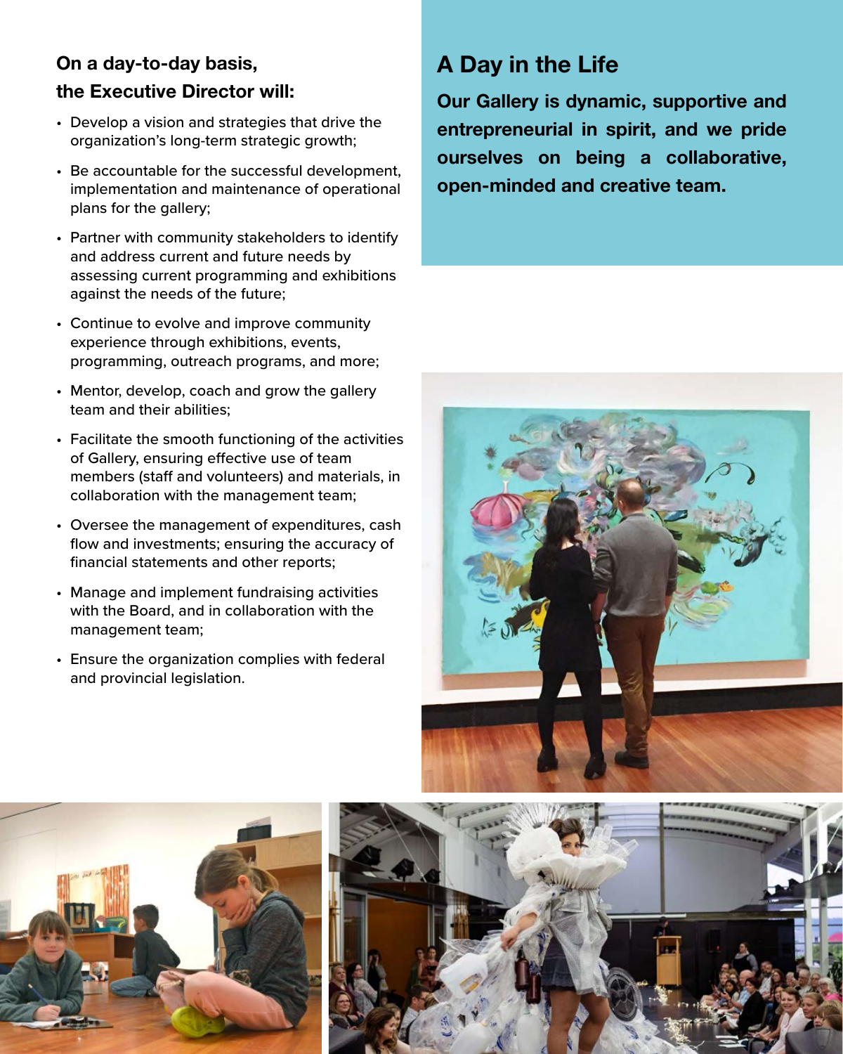### On a day-to-day basis, the Executive Director will:

- Develop a vision and strategies that drive the organization's long-term strategic growth;
- Be accountable for the successful development, implementation and maintenance of operational plans for the gallery;
- Partner with community stakeholders to identify and address current and future needs by assessing current programming and exhibitions against the needs of the future;
- Continue to evolve and improve community experience through exhibitions, events, programming, outreach programs, and more;
- Mentor, develop, coach and grow the gallery team and their abilities;
- Facilitate the smooth functioning of the activities of Gallery, ensuring effective use of team members (staff and volunteers) and materials, in collaboration with the management team;
- Oversee the management of expenditures, cash flow and investments; ensuring the accuracy of financial statements and other reports;
- Manage and implement fundraising activities with the Board, and in collaboration with the management team;
- Ensure the organization complies with federal and provincial legislation.

## A Day in the Life

**Our Gallery is dynamic, supportive and entrepreneurial in spirit, and we pride ourselves on being a collaborative, open-minded and creative team.**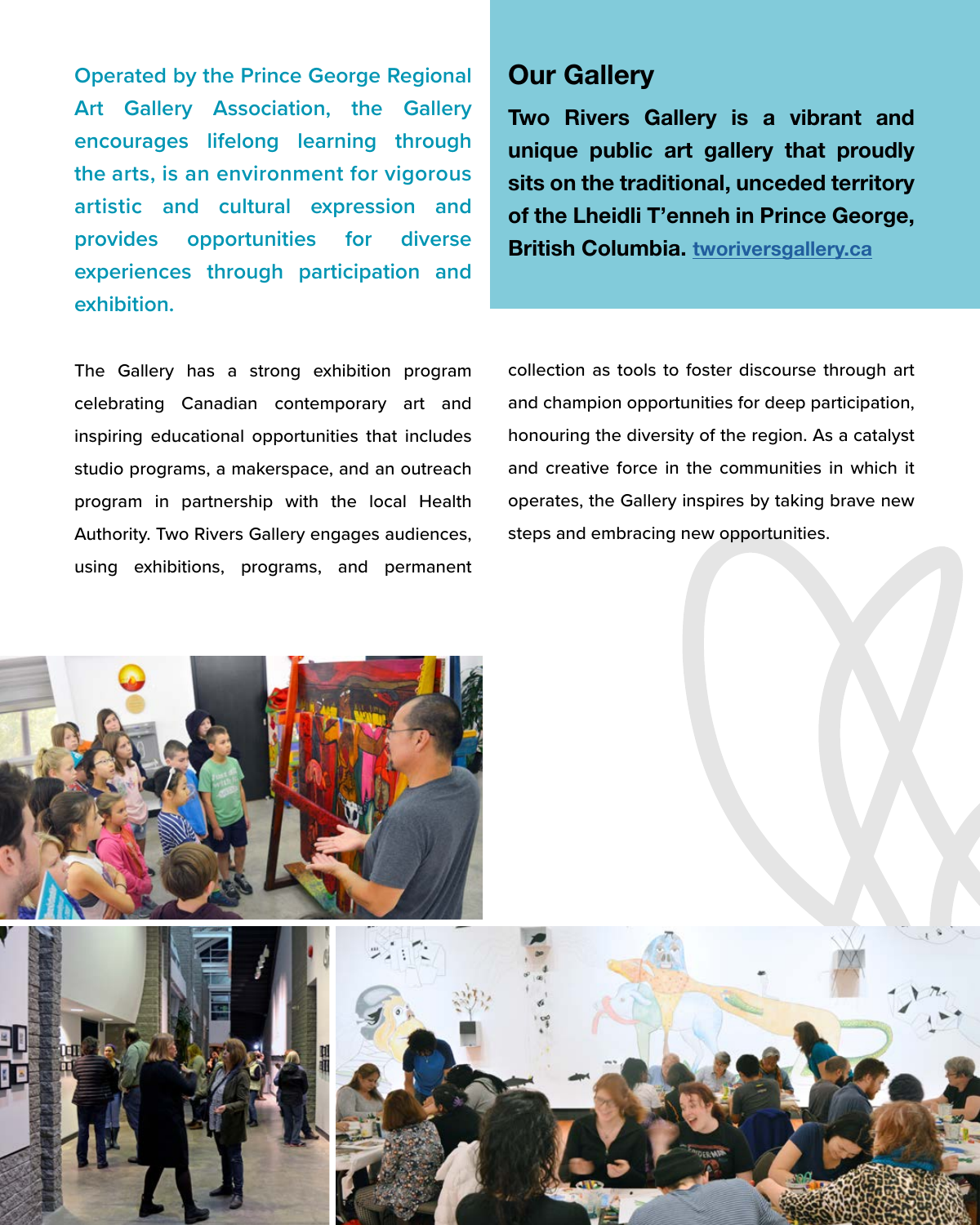Operated by the Prince George Regional Art Gallery Association, the Gallery encourages lifelong learning through the arts, is an environment for vigorous artistic and cultural expression and provides opportunities for diverse experiences through participation and exhibition.

## Our Gallery

**Two Rivers Gallery is a vibrant and unique public art gallery that proudly sits on the traditional, unceded territory of the Lheidli T'enneh in Prince George, British Columbia. tworiversgallery.ca**

The Gallery has a strong exhibition program celebrating Canadian contemporary art and inspiring educational opportunities that includes studio programs, a makerspace, and an outreach program in partnership with the local Health Authority. Two Rivers Gallery engages audiences, using exhibitions, programs, and permanent collection as tools to foster discourse through art and champion opportunities for deep participation, honouring the diversity of the region. As a catalyst and creative force in the communities in which it operates, the Gallery inspires by taking brave new steps and embracing new opportunities.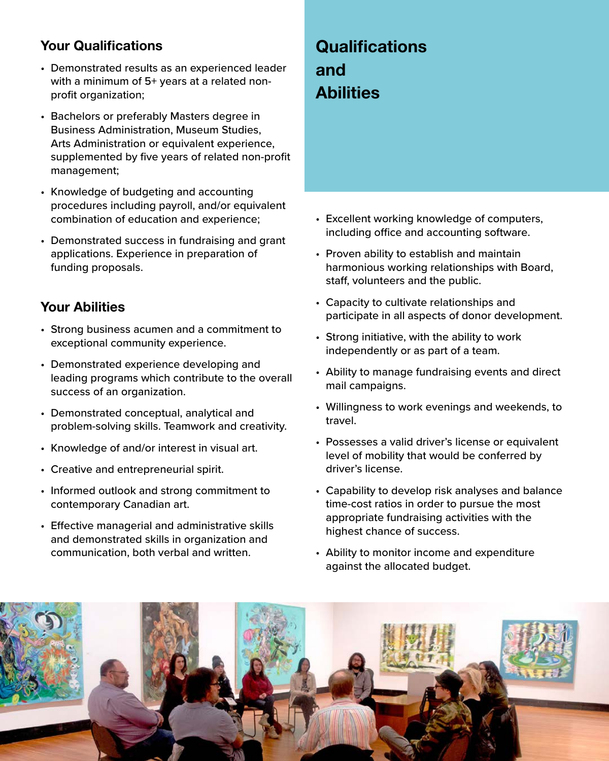# Qualifications and Abilities

## Your Qualifications

- Demonstrated results as an experienced leader with a minimum of 5+ years at a related non-profit organization;
- Bachelors or preferably Masters degree in Business Administration, Museum Studies, Arts Administration or equivalent experience, supplemented by five years of related non-profit management;
- Knowledge of budgeting and accounting procedures including payroll, and/or equivalent combination of education and experience;
- Demonstrated success in fundraising and grant applications. Experience in preparation of funding proposals.

## Your Abilities

- Strong business acumen and a commitment to exceptional community experience.
- Demonstrated experience developing and leading programs which contribute to the overall success of an organization.
- Demonstrated conceptual, analytical and problem-solving skills. Teamwork and creativity.
- Knowledge of and/or interest in visual art.
- Creative and entrepreneurial spirit.
- Informed outlook and strong commitment to contemporary Canadian art.
- Effective managerial and administrative skills and demonstrated skills in organization and communication, both verbal and written.
- Excellent working knowledge of computers, including office and accounting software.
- Proven ability to establish and maintain harmonious working relationships with Board, staff, volunteers and the public.
- Capacity to cultivate relationships and participate in all aspects of donor development.
- Strong initiative, with the ability to work independently or as part of a team.
- Ability to manage fundraising events and direct mail campaigns.
- Willingness to work evenings and weekends, to travel.
- Possesses a valid driver's license or equivalent level of mobility that would be conferred by driver's license.
- Capability to develop risk analyses and balance time-cost ratios in order to pursue the most appropriate fundraising activities with the highest chance of success.
- Ability to monitor income and expenditure against the allocated budget.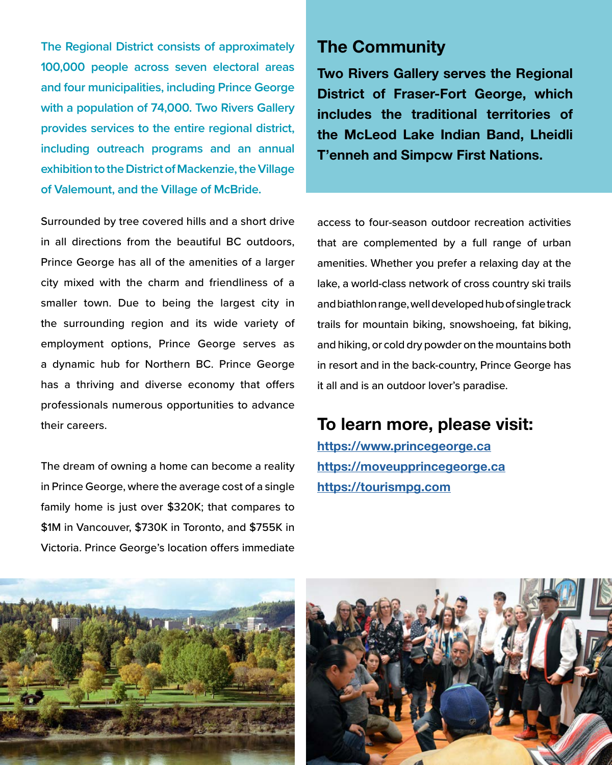The Regional District consists of approximately 100,000 people across seven electoral areas and four municipalities, including Prince George with a population of 74,000. Two Rivers Gallery provides services to the entire regional district, including outreach programs and an annual exhibition to the District of Mackenzie, the Village of Valemount, and the Village of McBride.

## The Community

**Two Rivers Gallery serves the Regional District of Fraser-Fort George, which includes the traditional territories of the McLeod Lake Indian Band, Lheidli T'enneh and Simpcw First Nations.**

Surrounded by tree covered hills and a short drive in all directions from the beautiful BC outdoors, Prince George has all of the amenities of a larger city mixed with the charm and friendliness of a smaller town. Due to being the largest city in the surrounding region and its wide variety of employment options, Prince George serves as a dynamic hub for Northern BC. Prince George has a thriving and diverse economy that offers professionals numerous opportunities to advance their careers.

The dream of owning a home can become a reality in Prince George, where the average cost of a single family home is just over $320K; that compares to $1M in Vancouver, $730K in Toronto, and $755K in Victoria. Prince George's location offers immediate access to four-season outdoor recreation activities that are complemented by a full range of urban amenities. Whether you prefer a relaxing day at the lake, a world-class network of cross country ski trails and biathlon range, well developed hub of single track trails for mountain biking, snowshoeing, fat biking, and hiking, or cold dry powder on the mountains both in resort and in the back-country, Prince George has it all and is an outdoor lover's paradise.

## To learn more, please visit:

https://www.princegeorge.ca
https://moveupprincegeorge.ca
https://tourismpg.com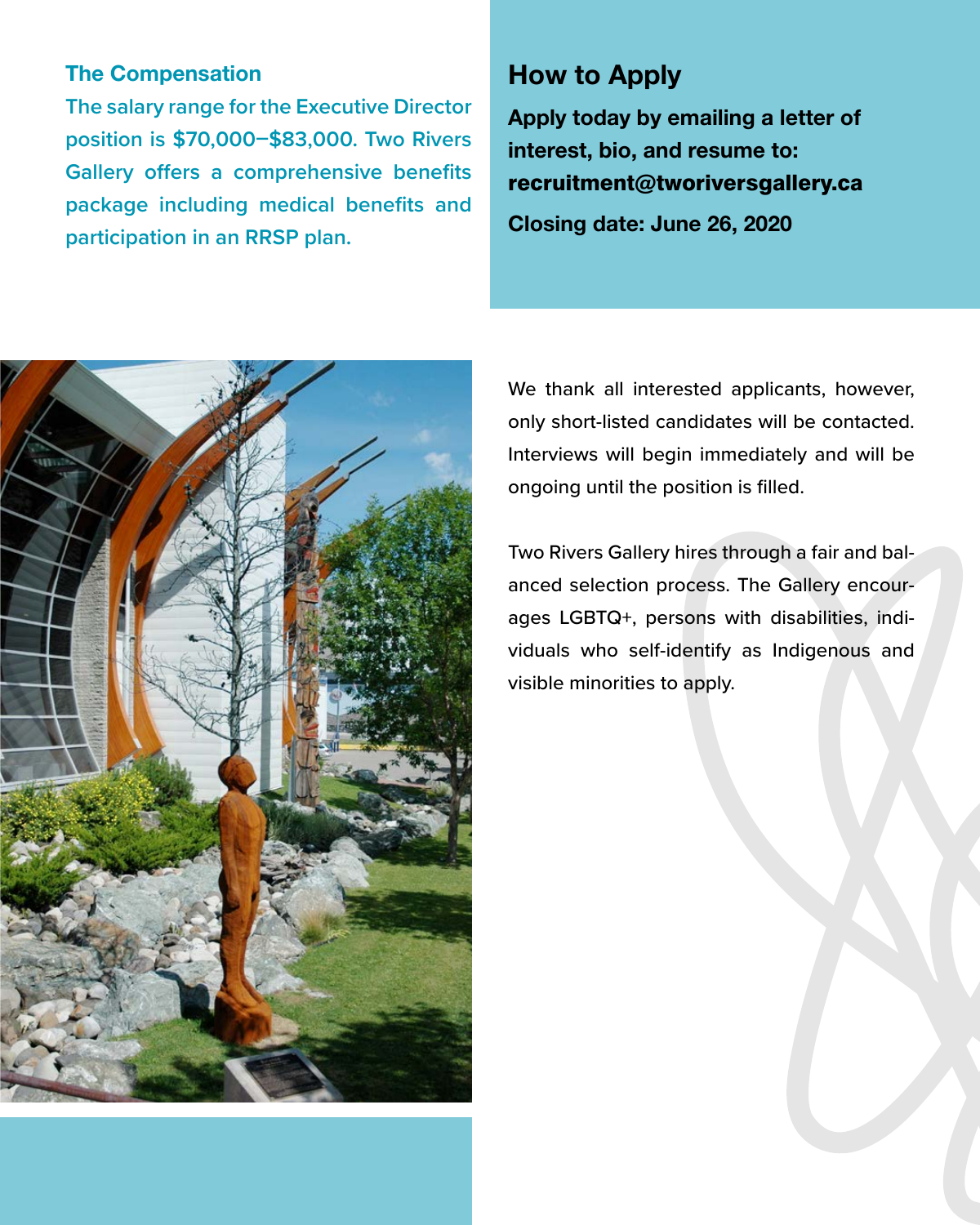## The Compensation

The salary range for the Executive Director position is $70,000–$83,000. Two Rivers Gallery offers a comprehensive benefits package including medical benefits and participation in an RRSP plan.

## How to Apply

**Apply today by emailing a letter of interest, bio, and resume to: recruitment@tworiversgallery.ca**

**Closing date: June 26, 2020**

We thank all interested applicants, however, only short-listed candidates will be contacted. Interviews will begin immediately and will be ongoing until the position is filled.

Two Rivers Gallery hires through a fair and balanced selection process. The Gallery encourages LGBTQ+, persons with disabilities, individuals who self-identify as Indigenous and visible minorities to apply.